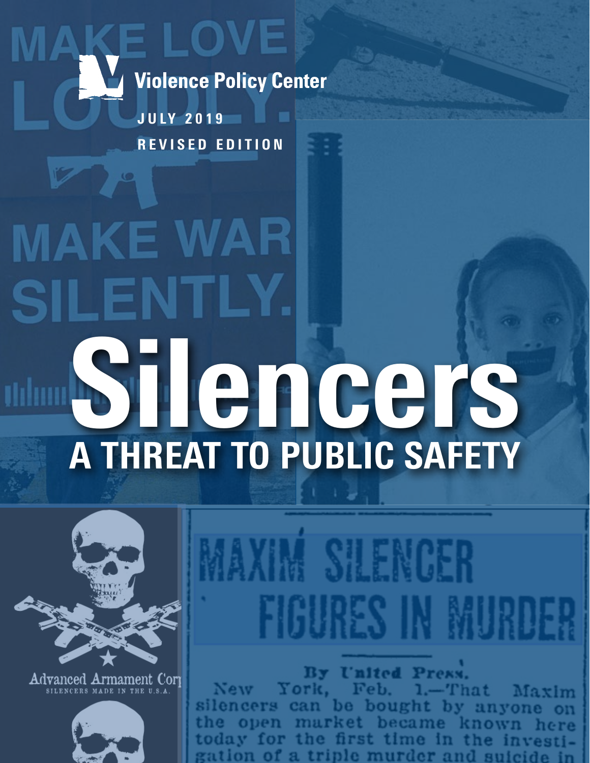Violence Policy Center

JULY 2019

REVISED EDITION

# Silencers

## A THREAT TO PUBLIC SAFETY

MAKE LOVE LOUDLY.

MAKE WAR SILENTLY.

Advanced Armament Corp

SILENCERS MADE IN THE U.S.A.

MAXIM SILENCER FIGURES IN MURDER

By United Press.

New York, Feb. 1.—That Maxim silencers can be bought by anyone on the open market became known here today for the first time in the investigation of a triple murder and suicide in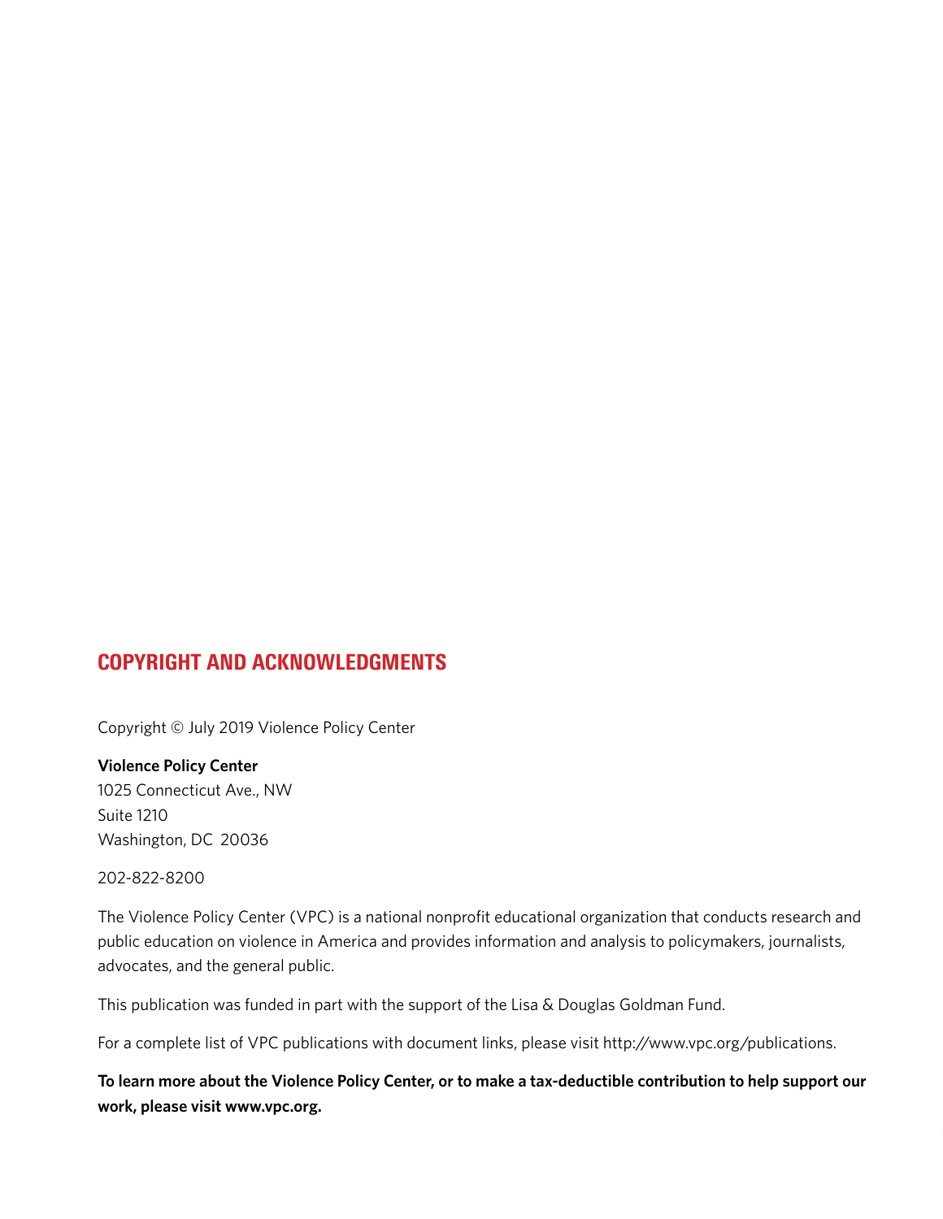## COPYRIGHT AND ACKNOWLEDGMENTS

Copyright © July 2019 Violence Policy Center

**Violence Policy Center**
1025 Connecticut Ave., NW
Suite 1210
Washington, DC 20036

202-822-8200

The Violence Policy Center (VPC) is a national nonprofit educational organization that conducts research and public education on violence in America and provides information and analysis to policymakers, journalists, advocates, and the general public.

This publication was funded in part with the support of the Lisa & Douglas Goldman Fund.

For a complete list of VPC publications with document links, please visit http://www.vpc.org/publications.

**To learn more about the Violence Policy Center, or to make a tax-deductible contribution to help support our work, please visit www.vpc.org.**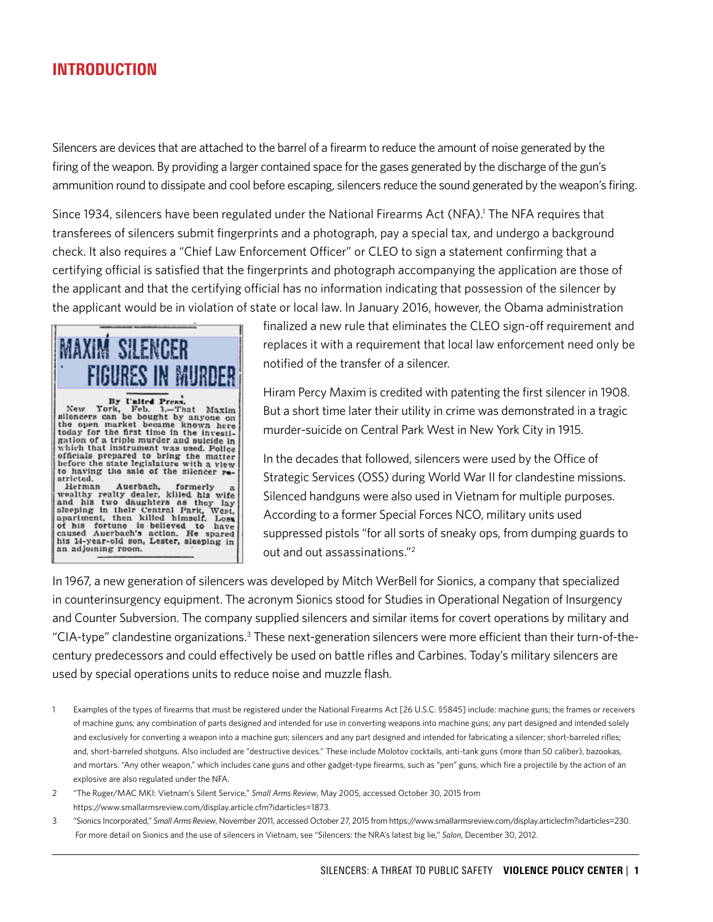## INTRODUCTION

Silencers are devices that are attached to the barrel of a firearm to reduce the amount of noise generated by the firing of the weapon. By providing a larger contained space for the gases generated by the discharge of the gun's ammunition round to dissipate and cool before escaping, silencers reduce the sound generated by the weapon's firing.

Since 1934, silencers have been regulated under the National Firearms Act (NFA).[1] The NFA requires that transferees of silencers submit fingerprints and a photograph, pay a special tax, and undergo a background check. It also requires a "Chief Law Enforcement Officer" or CLEO to sign a statement confirming that a certifying official is satisfied that the fingerprints and photograph accompanying the application are those of the applicant and that the certifying official has no information indicating that possession of the silencer by the applicant would be in violation of state or local law. In January 2016, however, the Obama administration finalized a new rule that eliminates the CLEO sign-off requirement and replaces it with a requirement that local law enforcement need only be notified of the transfer of a silencer.

> **MAXIM SILENCER FIGURES IN MURDER**
>
> By United Press.
>
> New York, Feb. 1.—That Maxim silencers can be bought by anyone on the open market became known here today for the first time in the investigation of a triple murder and suicide in which that instrument was used. Police officials prepared to bring the matter before the state legislature with a view to having the sale of the silencer restricted.
>
> Herman Auerbach, formerly a wealthy realty dealer, killed his wife and his two daughters as they lay sleeping in their Central Park, West, apartment, then killed himself. Loss of his fortune is believed to have caused Auerbach's action. He spared his 14-year-old son, Lester, sleeping in an adjoining room.

Hiram Percy Maxim is credited with patenting the first silencer in 1908. But a short time later their utility in crime was demonstrated in a tragic murder-suicide on Central Park West in New York City in 1915.

In the decades that followed, silencers were used by the Office of Strategic Services (OSS) during World War II for clandestine missions. Silenced handguns were also used in Vietnam for multiple purposes. According to a former Special Forces NCO, military units used suppressed pistols "for all sorts of sneaky ops, from dumping guards to out and out assassinations."[2]

In 1967, a new generation of silencers was developed by Mitch WerBell for Sionics, a company that specialized in counterinsurgency equipment. The acronym Sionics stood for Studies in Operational Negation of Insurgency and Counter Subversion. The company supplied silencers and similar items for covert operations by military and "CIA-type" clandestine organizations.[3] These next-generation silencers were more efficient than their turn-of-the-century predecessors and could effectively be used on battle rifles and Carbines. Today's military silencers are used by special operations units to reduce noise and muzzle flash.

1 Examples of the types of firearms that must be registered under the National Firearms Act [26 U.S.C. §5845] include: machine guns; the frames or receivers of machine guns; any combination of parts designed and intended for use in converting weapons into machine guns; any part designed and intended solely and exclusively for converting a weapon into a machine gun; silencers and any part designed and intended for fabricating a silencer; short-barreled rifles; and, short-barreled shotguns. Also included are "destructive devices." These include Molotov cocktails, anti-tank guns (more than 50 caliber), bazookas, and mortars. "Any other weapon," which includes cane guns and other gadget-type firearms, such as "pen" guns, which fire a projectile by the action of an explosive are also regulated under the NFA.

2 "The Ruger/MAC MKI: Vietnam's Silent Service," *Small Arms Review*, May 2005, accessed October 30, 2015 from https://www.smallarmsreview.com/display.article.cfm?idarticles=1873.

3 "Sionics Incorporated," *Small Arms Review*, November 2011, accessed October 27, 2015 from https://www.smallarmsreview.com/display.articlecfm?idarticles=230. For more detail on Sionics and the use of silencers in Vietnam, see "Silencers: the NRA's latest big lie," *Salon*, December 30, 2012.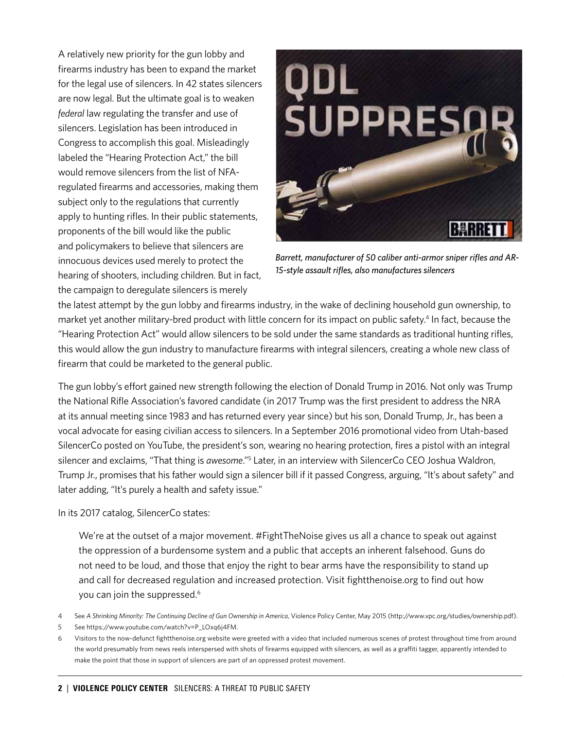A relatively new priority for the gun lobby and firearms industry has been to expand the market for the legal use of silencers. In 42 states silencers are now legal. But the ultimate goal is to weaken *federal* law regulating the transfer and use of silencers. Legislation has been introduced in Congress to accomplish this goal. Misleadingly labeled the "Hearing Protection Act," the bill would remove silencers from the list of NFA-regulated firearms and accessories, making them subject only to the regulations that currently apply to hunting rifles. In their public statements, proponents of the bill would like the public and policymakers to believe that silencers are innocuous devices used merely to protect the hearing of shooters, including children. But in fact, the campaign to deregulate silencers is merely the latest attempt by the gun lobby and firearms industry, in the wake of declining household gun ownership, to market yet another military-bred product with little concern for its impact on public safety.[4] In fact, because the "Hearing Protection Act" would allow silencers to be sold under the same standards as traditional hunting rifles, this would allow the gun industry to manufacture firearms with integral silencers, creating a whole new class of firearm that could be marketed to the general public.

*Barrett, manufacturer of 50 caliber anti-armor sniper rifles and AR-15-style assault rifles, also manufactures silencers*

The gun lobby's effort gained new strength following the election of Donald Trump in 2016. Not only was Trump the National Rifle Association's favored candidate (in 2017 Trump was the first president to address the NRA at its annual meeting since 1983 and has returned every year since) but his son, Donald Trump, Jr., has been a vocal advocate for easing civilian access to silencers. In a September 2016 promotional video from Utah-based SilencerCo posted on YouTube, the president's son, wearing no hearing protection, fires a pistol with an integral silencer and exclaims, "That thing is *awesome*."[5] Later, in an interview with SilencerCo CEO Joshua Waldron, Trump Jr., promises that his father would sign a silencer bill if it passed Congress, arguing, "It's about safety" and later adding, "It's purely a health and safety issue."

In its 2017 catalog, SilencerCo states:

> We're at the outset of a major movement. #FightTheNoise gives us all a chance to speak out against the oppression of a burdensome system and a public that accepts an inherent falsehood. Guns do not need to be loud, and those that enjoy the right to bear arms have the responsibility to stand up and call for decreased regulation and increased protection. Visit fightthenoise.org to find out how you can join the suppressed.[6]

4 See *A Shrinking Minority: The Continuing Decline of Gun Ownership in America*, Violence Policy Center, May 2015 (http://www.vpc.org/studies/ownership.pdf).

5 See https://www.youtube.com/watch?v=P_LOxq6j4FM.

6 Visitors to the now-defunct fightthenoise.org website were greeted with a video that included numerous scenes of protest throughout time from around the world presumably from news reels interspersed with shots of firearms equipped with silencers, as well as a graffiti tagger, apparently intended to make the point that those in support of silencers are part of an oppressed protest movement.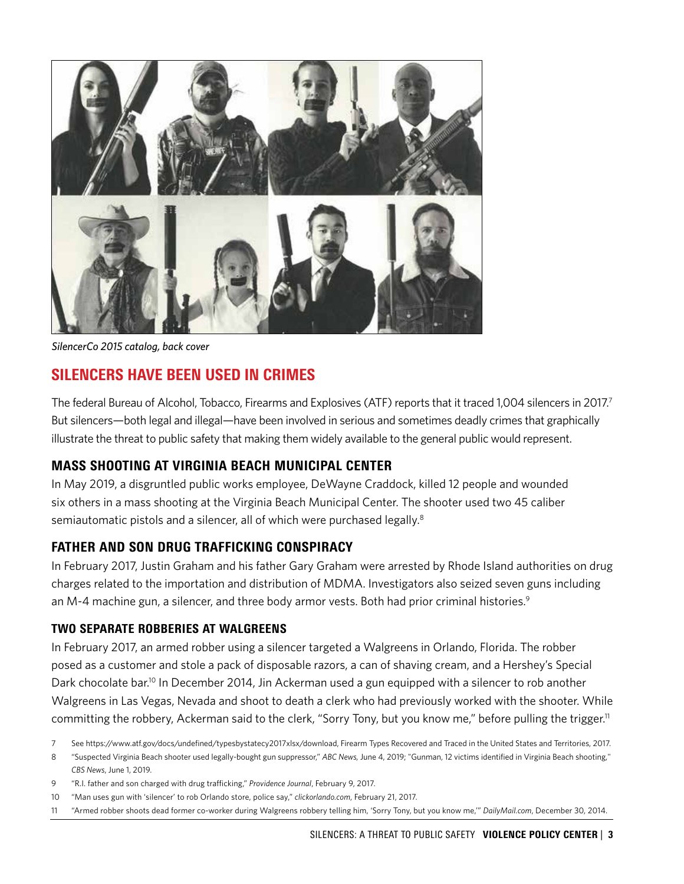*SilencerCo 2015 catalog, back cover*

## SILENCERS HAVE BEEN USED IN CRIMES

The federal Bureau of Alcohol, Tobacco, Firearms and Explosives (ATF) reports that it traced 1,004 silencers in 2017.[7] But silencers—both legal and illegal—have been involved in serious and sometimes deadly crimes that graphically illustrate the threat to public safety that making them widely available to the general public would represent.

### MASS SHOOTING AT VIRGINIA BEACH MUNICIPAL CENTER

In May 2019, a disgruntled public works employee, DeWayne Craddock, killed 12 people and wounded six others in a mass shooting at the Virginia Beach Municipal Center. The shooter used two 45 caliber semiautomatic pistols and a silencer, all of which were purchased legally.[8]

### FATHER AND SON DRUG TRAFFICKING CONSPIRACY

In February 2017, Justin Graham and his father Gary Graham were arrested by Rhode Island authorities on drug charges related to the importation and distribution of MDMA. Investigators also seized seven guns including an M-4 machine gun, a silencer, and three body armor vests. Both had prior criminal histories.[9]

### TWO SEPARATE ROBBERIES AT WALGREENS

In February 2017, an armed robber using a silencer targeted a Walgreens in Orlando, Florida. The robber posed as a customer and stole a pack of disposable razors, a can of shaving cream, and a Hershey's Special Dark chocolate bar.[10] In December 2014, Jin Ackerman used a gun equipped with a silencer to rob another Walgreens in Las Vegas, Nevada and shoot to death a clerk who had previously worked with the shooter. While committing the robbery, Ackerman said to the clerk, "Sorry Tony, but you know me," before pulling the trigger.[11]

---

7 See https://www.atf.gov/docs/undefined/typesbystatecy2017xlsx/download, Firearm Types Recovered and Traced in the United States and Territories, 2017.

8 "Suspected Virginia Beach shooter used legally-bought gun suppressor," *ABC News*, June 4, 2019; "Gunman, 12 victims identified in Virginia Beach shooting," *CBS News*, June 1, 2019.

9 "R.I. father and son charged with drug trafficking," *Providence Journal*, February 9, 2017.

10 "Man uses gun with 'silencer' to rob Orlando store, police say," *clickorlando.com*, February 21, 2017.

11 "Armed robber shoots dead former co-worker during Walgreens robbery telling him, 'Sorry Tony, but you know me,'" *DailyMail.com*, December 30, 2014.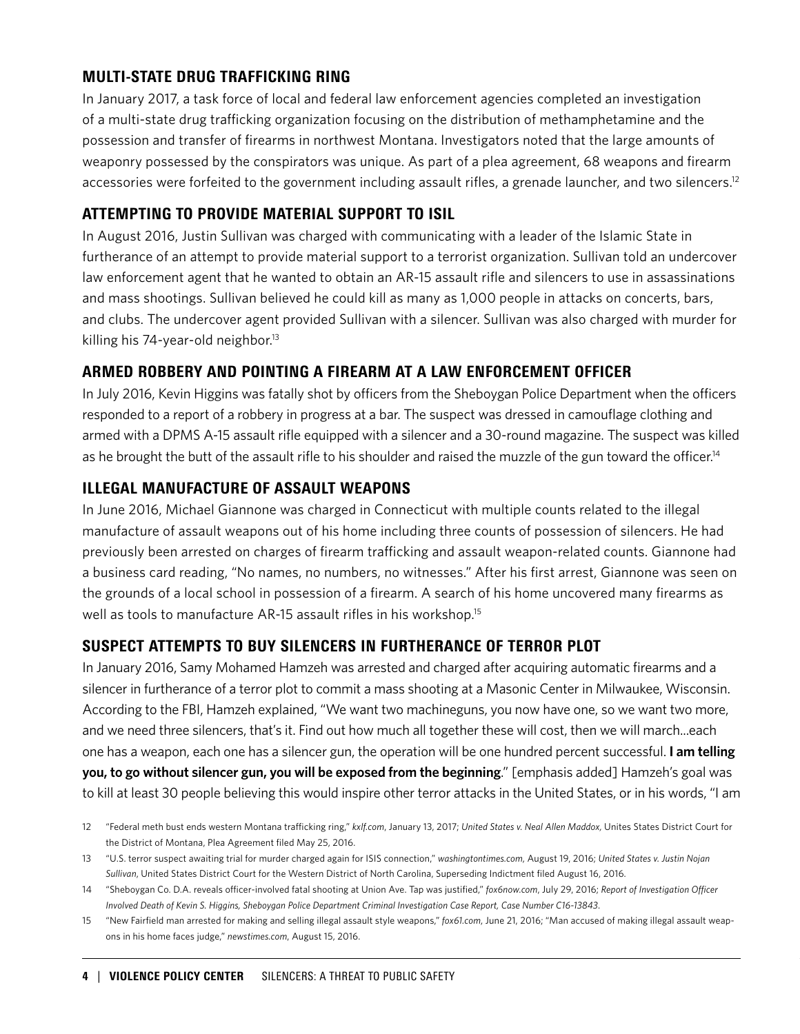## MULTI-STATE DRUG TRAFFICKING RING

In January 2017, a task force of local and federal law enforcement agencies completed an investigation of a multi-state drug trafficking organization focusing on the distribution of methamphetamine and the possession and transfer of firearms in northwest Montana. Investigators noted that the large amounts of weaponry possessed by the conspirators was unique. As part of a plea agreement, 68 weapons and firearm accessories were forfeited to the government including assault rifles, a grenade launcher, and two silencers.[12]

## ATTEMPTING TO PROVIDE MATERIAL SUPPORT TO ISIL

In August 2016, Justin Sullivan was charged with communicating with a leader of the Islamic State in furtherance of an attempt to provide material support to a terrorist organization. Sullivan told an undercover law enforcement agent that he wanted to obtain an AR-15 assault rifle and silencers to use in assassinations and mass shootings. Sullivan believed he could kill as many as 1,000 people in attacks on concerts, bars, and clubs. The undercover agent provided Sullivan with a silencer. Sullivan was also charged with murder for killing his 74-year-old neighbor.[13]

## ARMED ROBBERY AND POINTING A FIREARM AT A LAW ENFORCEMENT OFFICER

In July 2016, Kevin Higgins was fatally shot by officers from the Sheboygan Police Department when the officers responded to a report of a robbery in progress at a bar. The suspect was dressed in camouflage clothing and armed with a DPMS A-15 assault rifle equipped with a silencer and a 30-round magazine. The suspect was killed as he brought the butt of the assault rifle to his shoulder and raised the muzzle of the gun toward the officer.[14]

## ILLEGAL MANUFACTURE OF ASSAULT WEAPONS

In June 2016, Michael Giannone was charged in Connecticut with multiple counts related to the illegal manufacture of assault weapons out of his home including three counts of possession of silencers. He had previously been arrested on charges of firearm trafficking and assault weapon-related counts. Giannone had a business card reading, "No names, no numbers, no witnesses." After his first arrest, Giannone was seen on the grounds of a local school in possession of a firearm. A search of his home uncovered many firearms as well as tools to manufacture AR-15 assault rifles in his workshop.[15]

## SUSPECT ATTEMPTS TO BUY SILENCERS IN FURTHERANCE OF TERROR PLOT

In January 2016, Samy Mohamed Hamzeh was arrested and charged after acquiring automatic firearms and a silencer in furtherance of a terror plot to commit a mass shooting at a Masonic Center in Milwaukee, Wisconsin. According to the FBI, Hamzeh explained, "We want two machineguns, you now have one, so we want two more, and we need three silencers, that's it. Find out how much all together these will cost, then we will march...each one has a weapon, each one has a silencer gun, the operation will be one hundred percent successful. **I am telling you, to go without silencer gun, you will be exposed from the beginning**." [emphasis added] Hamzeh's goal was to kill at least 30 people believing this would inspire other terror attacks in the United States, or in his words, "I am

12 "Federal meth bust ends western Montana trafficking ring," *kxlf.com*, January 13, 2017; *United States v. Neal Allen Maddox*, Unites States District Court for the District of Montana, Plea Agreement filed May 25, 2016.

13 "U.S. terror suspect awaiting trial for murder charged again for ISIS connection," *washingtontimes.com*, August 19, 2016; *United States v. Justin Nojan Sullivan*, United States District Court for the Western District of North Carolina, Superseding Indictment filed August 16, 2016.

14 "Sheboygan Co. D.A. reveals officer-involved fatal shooting at Union Ave. Tap was justified," *fox6now.com*, July 29, 2016; *Report of Investigation Officer Involved Death of Kevin S. Higgins, Sheboygan Police Department Criminal Investigation Case Report, Case Number C16-13843*.

15 "New Fairfield man arrested for making and selling illegal assault style weapons," *fox61.com*, June 21, 2016; "Man accused of making illegal assault weapons in his home faces judge," *newstimes.com*, August 15, 2016.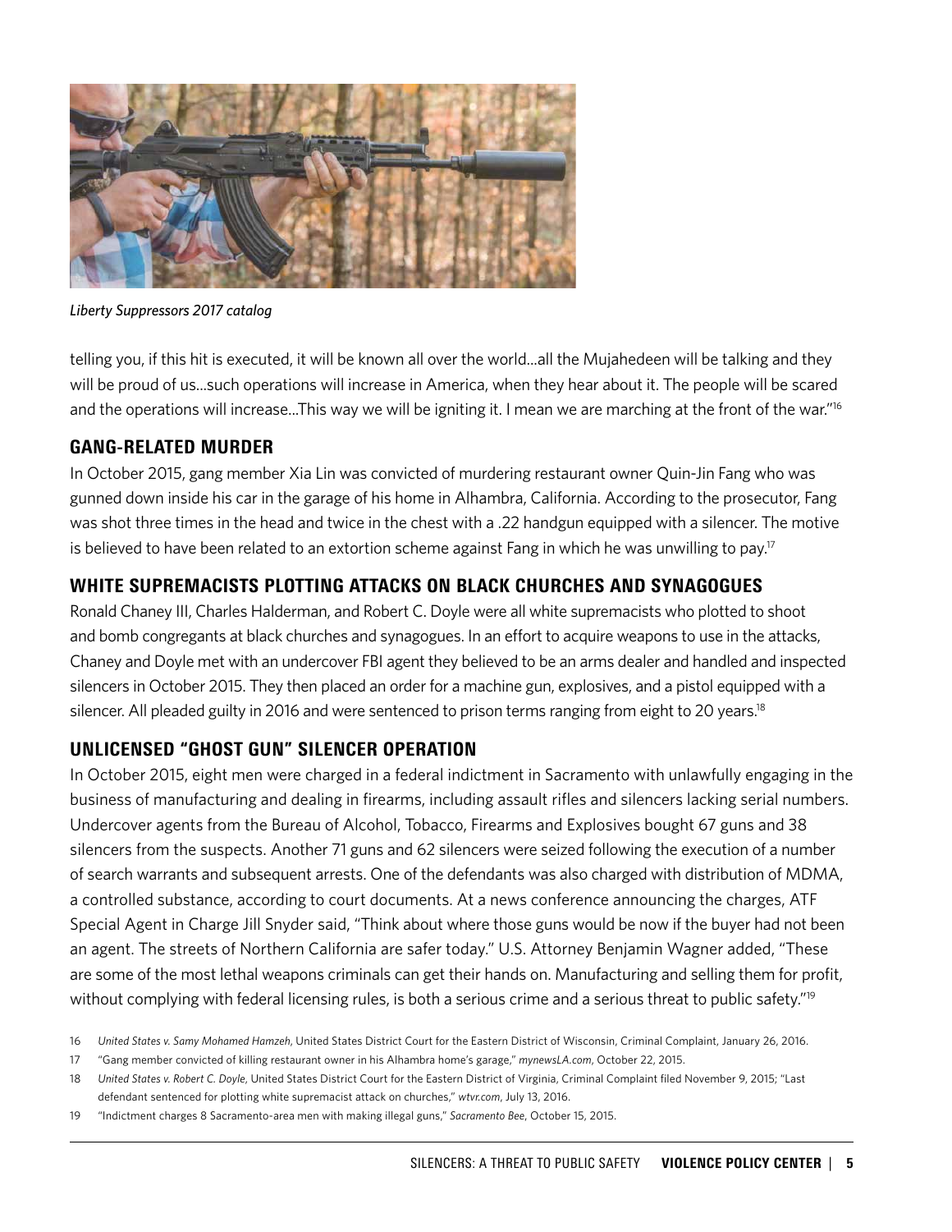*Liberty Suppressors 2017 catalog*

telling you, if this hit is executed, it will be known all over the world...all the Mujahedeen will be talking and they will be proud of us...such operations will increase in America, when they hear about it. The people will be scared and the operations will increase...This way we will be igniting it. I mean we are marching at the front of the war."[16]

### GANG-RELATED MURDER

In October 2015, gang member Xia Lin was convicted of murdering restaurant owner Quin-Jin Fang who was gunned down inside his car in the garage of his home in Alhambra, California. According to the prosecutor, Fang was shot three times in the head and twice in the chest with a .22 handgun equipped with a silencer. The motive is believed to have been related to an extortion scheme against Fang in which he was unwilling to pay.[17]

### WHITE SUPREMACISTS PLOTTING ATTACKS ON BLACK CHURCHES AND SYNAGOGUES

Ronald Chaney III, Charles Halderman, and Robert C. Doyle were all white supremacists who plotted to shoot and bomb congregants at black churches and synagogues. In an effort to acquire weapons to use in the attacks, Chaney and Doyle met with an undercover FBI agent they believed to be an arms dealer and handled and inspected silencers in October 2015. They then placed an order for a machine gun, explosives, and a pistol equipped with a silencer. All pleaded guilty in 2016 and were sentenced to prison terms ranging from eight to 20 years.[18]

### UNLICENSED "GHOST GUN" SILENCER OPERATION

In October 2015, eight men were charged in a federal indictment in Sacramento with unlawfully engaging in the business of manufacturing and dealing in firearms, including assault rifles and silencers lacking serial numbers. Undercover agents from the Bureau of Alcohol, Tobacco, Firearms and Explosives bought 67 guns and 38 silencers from the suspects. Another 71 guns and 62 silencers were seized following the execution of a number of search warrants and subsequent arrests. One of the defendants was also charged with distribution of MDMA, a controlled substance, according to court documents. At a news conference announcing the charges, ATF Special Agent in Charge Jill Snyder said, "Think about where those guns would be now if the buyer had not been an agent. The streets of Northern California are safer today." U.S. Attorney Benjamin Wagner added, "These are some of the most lethal weapons criminals can get their hands on. Manufacturing and selling them for profit, without complying with federal licensing rules, is both a serious crime and a serious threat to public safety."[19]

16 *United States v. Samy Mohamed Hamzeh*, United States District Court for the Eastern District of Wisconsin, Criminal Complaint, January 26, 2016.

17 "Gang member convicted of killing restaurant owner in his Alhambra home's garage," *mynewsLA.com*, October 22, 2015.

18 *United States v. Robert C. Doyle*, United States District Court for the Eastern District of Virginia, Criminal Complaint filed November 9, 2015; "Last defendant sentenced for plotting white supremacist attack on churches," *wtvr.com*, July 13, 2016.

19 "Indictment charges 8 Sacramento-area men with making illegal guns," *Sacramento Bee*, October 15, 2015.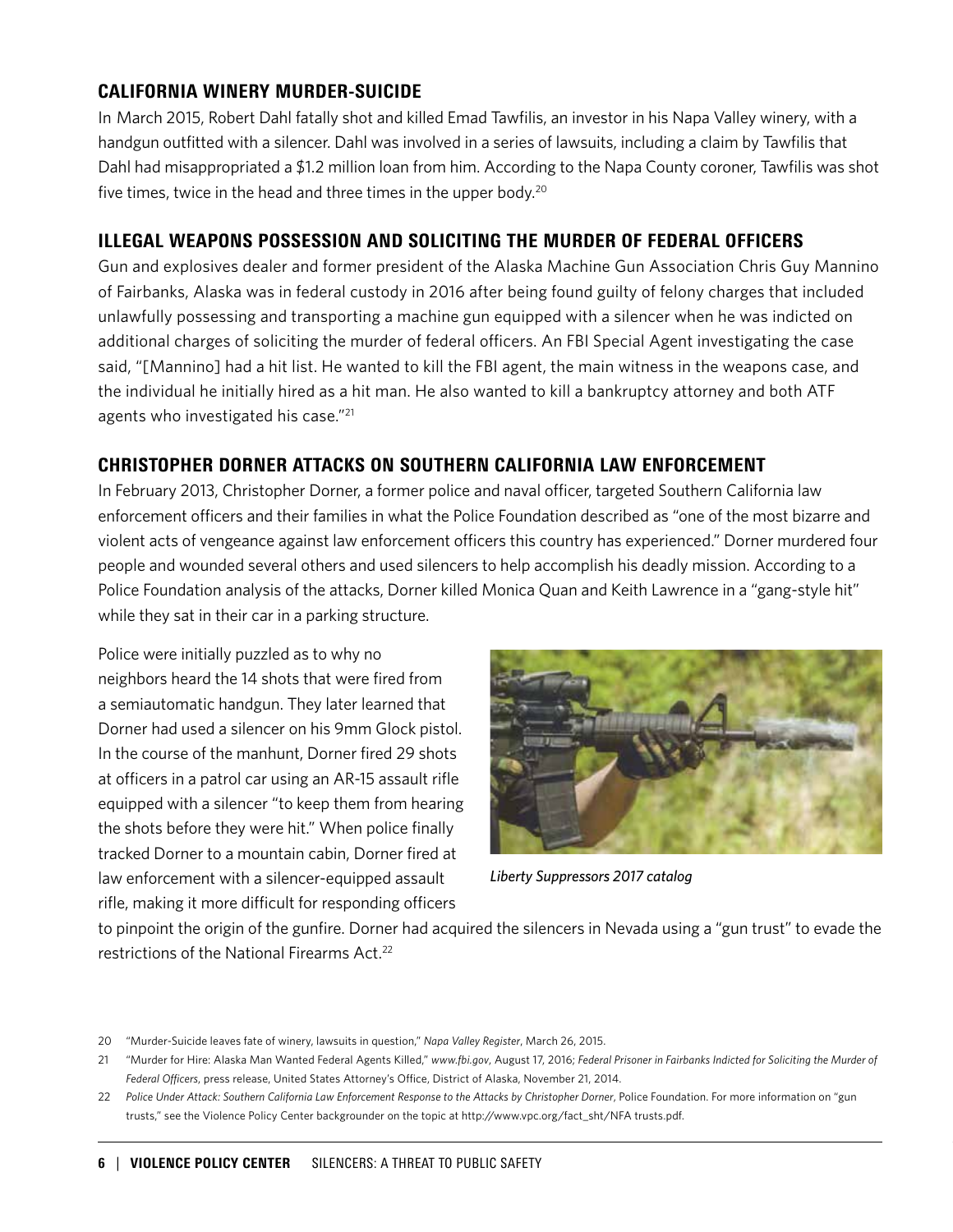## CALIFORNIA WINERY MURDER-SUICIDE

In March 2015, Robert Dahl fatally shot and killed Emad Tawfilis, an investor in his Napa Valley winery, with a handgun outfitted with a silencer. Dahl was involved in a series of lawsuits, including a claim by Tawfilis that Dahl had misappropriated a $1.2 million loan from him. According to the Napa County coroner, Tawfilis was shot five times, twice in the head and three times in the upper body.[20]

## ILLEGAL WEAPONS POSSESSION AND SOLICITING THE MURDER OF FEDERAL OFFICERS

Gun and explosives dealer and former president of the Alaska Machine Gun Association Chris Guy Mannino of Fairbanks, Alaska was in federal custody in 2016 after being found guilty of felony charges that included unlawfully possessing and transporting a machine gun equipped with a silencer when he was indicted on additional charges of soliciting the murder of federal officers. An FBI Special Agent investigating the case said, "[Mannino] had a hit list. He wanted to kill the FBI agent, the main witness in the weapons case, and the individual he initially hired as a hit man. He also wanted to kill a bankruptcy attorney and both ATF agents who investigated his case."[21]

## CHRISTOPHER DORNER ATTACKS ON SOUTHERN CALIFORNIA LAW ENFORCEMENT

In February 2013, Christopher Dorner, a former police and naval officer, targeted Southern California law enforcement officers and their families in what the Police Foundation described as "one of the most bizarre and violent acts of vengeance against law enforcement officers this country has experienced." Dorner murdered four people and wounded several others and used silencers to help accomplish his deadly mission. According to a Police Foundation analysis of the attacks, Dorner killed Monica Quan and Keith Lawrence in a "gang-style hit" while they sat in their car in a parking structure.

Police were initially puzzled as to why no neighbors heard the 14 shots that were fired from a semiautomatic handgun. They later learned that Dorner had used a silencer on his 9mm Glock pistol. In the course of the manhunt, Dorner fired 29 shots at officers in a patrol car using an AR-15 assault rifle equipped with a silencer "to keep them from hearing the shots before they were hit." When police finally tracked Dorner to a mountain cabin, Dorner fired at law enforcement with a silencer-equipped assault rifle, making it more difficult for responding officers to pinpoint the origin of the gunfire. Dorner had acquired the silencers in Nevada using a "gun trust" to evade the restrictions of the National Firearms Act.[22]

*Liberty Suppressors 2017 catalog*

---

20 "Murder-Suicide leaves fate of winery, lawsuits in question," *Napa Valley Register*, March 26, 2015.

21 "Murder for Hire: Alaska Man Wanted Federal Agents Killed," *www.fbi.gov*, August 17, 2016; *Federal Prisoner in Fairbanks Indicted for Soliciting the Murder of Federal Officers*, press release, United States Attorney's Office, District of Alaska, November 21, 2014.

22 *Police Under Attack: Southern California Law Enforcement Response to the Attacks by Christopher Dorner*, Police Foundation. For more information on "gun trusts," see the Violence Policy Center backgrounder on the topic at http://www.vpc.org/fact_sht/NFA trusts.pdf.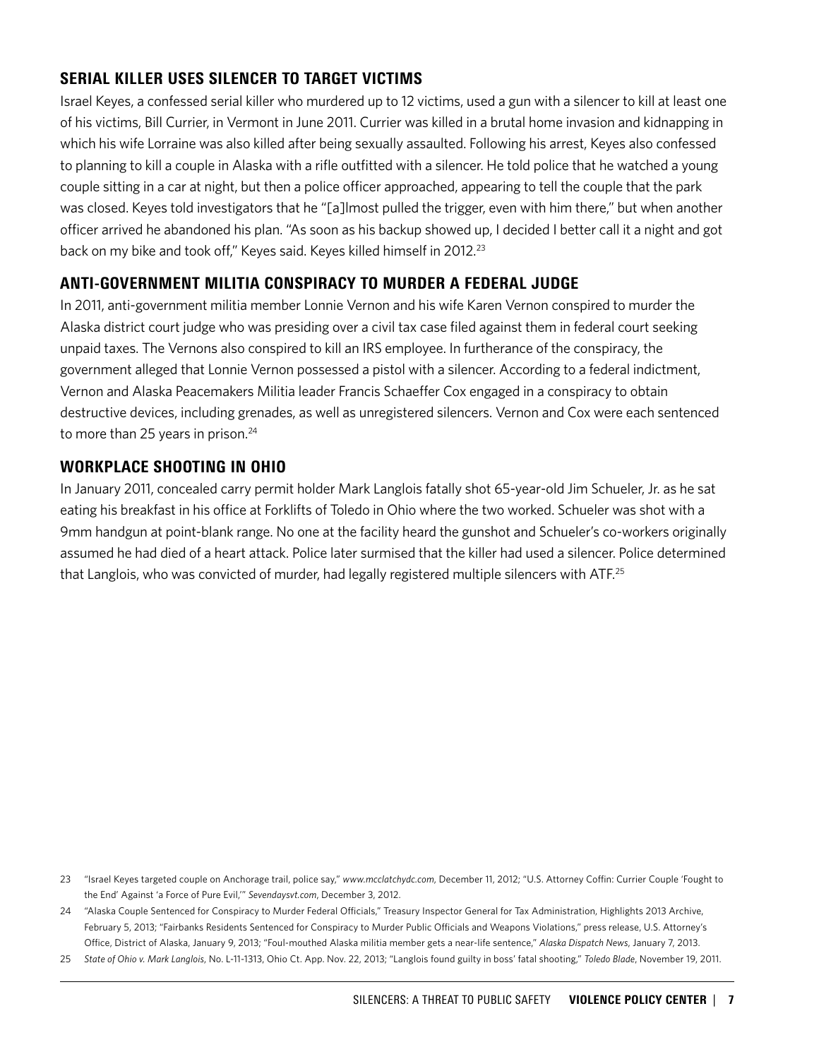## SERIAL KILLER USES SILENCER TO TARGET VICTIMS

Israel Keyes, a confessed serial killer who murdered up to 12 victims, used a gun with a silencer to kill at least one of his victims, Bill Currier, in Vermont in June 2011. Currier was killed in a brutal home invasion and kidnapping in which his wife Lorraine was also killed after being sexually assaulted. Following his arrest, Keyes also confessed to planning to kill a couple in Alaska with a rifle outfitted with a silencer. He told police that he watched a young couple sitting in a car at night, but then a police officer approached, appearing to tell the couple that the park was closed. Keyes told investigators that he "[a]lmost pulled the trigger, even with him there," but when another officer arrived he abandoned his plan. "As soon as his backup showed up, I decided I better call it a night and got back on my bike and took off," Keyes said. Keyes killed himself in 2012.[23]

## ANTI-GOVERNMENT MILITIA CONSPIRACY TO MURDER A FEDERAL JUDGE

In 2011, anti-government militia member Lonnie Vernon and his wife Karen Vernon conspired to murder the Alaska district court judge who was presiding over a civil tax case filed against them in federal court seeking unpaid taxes. The Vernons also conspired to kill an IRS employee. In furtherance of the conspiracy, the government alleged that Lonnie Vernon possessed a pistol with a silencer. According to a federal indictment, Vernon and Alaska Peacemakers Militia leader Francis Schaeffer Cox engaged in a conspiracy to obtain destructive devices, including grenades, as well as unregistered silencers. Vernon and Cox were each sentenced to more than 25 years in prison.[24]

## WORKPLACE SHOOTING IN OHIO

In January 2011, concealed carry permit holder Mark Langlois fatally shot 65-year-old Jim Schueler, Jr. as he sat eating his breakfast in his office at Forklifts of Toledo in Ohio where the two worked. Schueler was shot with a 9mm handgun at point-blank range. No one at the facility heard the gunshot and Schueler's co-workers originally assumed he had died of a heart attack. Police later surmised that the killer had used a silencer. Police determined that Langlois, who was convicted of murder, had legally registered multiple silencers with ATF.[25]

---

23 "Israel Keyes targeted couple on Anchorage trail, police say," *www.mcclatchydc.com*, December 11, 2012; "U.S. Attorney Coffin: Currier Couple 'Fought to the End' Against 'a Force of Pure Evil,'" *Sevendaysvt.com*, December 3, 2012.

24 "Alaska Couple Sentenced for Conspiracy to Murder Federal Officials," Treasury Inspector General for Tax Administration, Highlights 2013 Archive, February 5, 2013; "Fairbanks Residents Sentenced for Conspiracy to Murder Public Officials and Weapons Violations," press release, U.S. Attorney's Office, District of Alaska, January 9, 2013; "Foul-mouthed Alaska militia member gets a near-life sentence," *Alaska Dispatch News*, January 7, 2013.

25 *State of Ohio v. Mark Langlois*, No. L-11-1313, Ohio Ct. App. Nov. 22, 2013; "Langlois found guilty in boss' fatal shooting," *Toledo Blade*, November 19, 2011.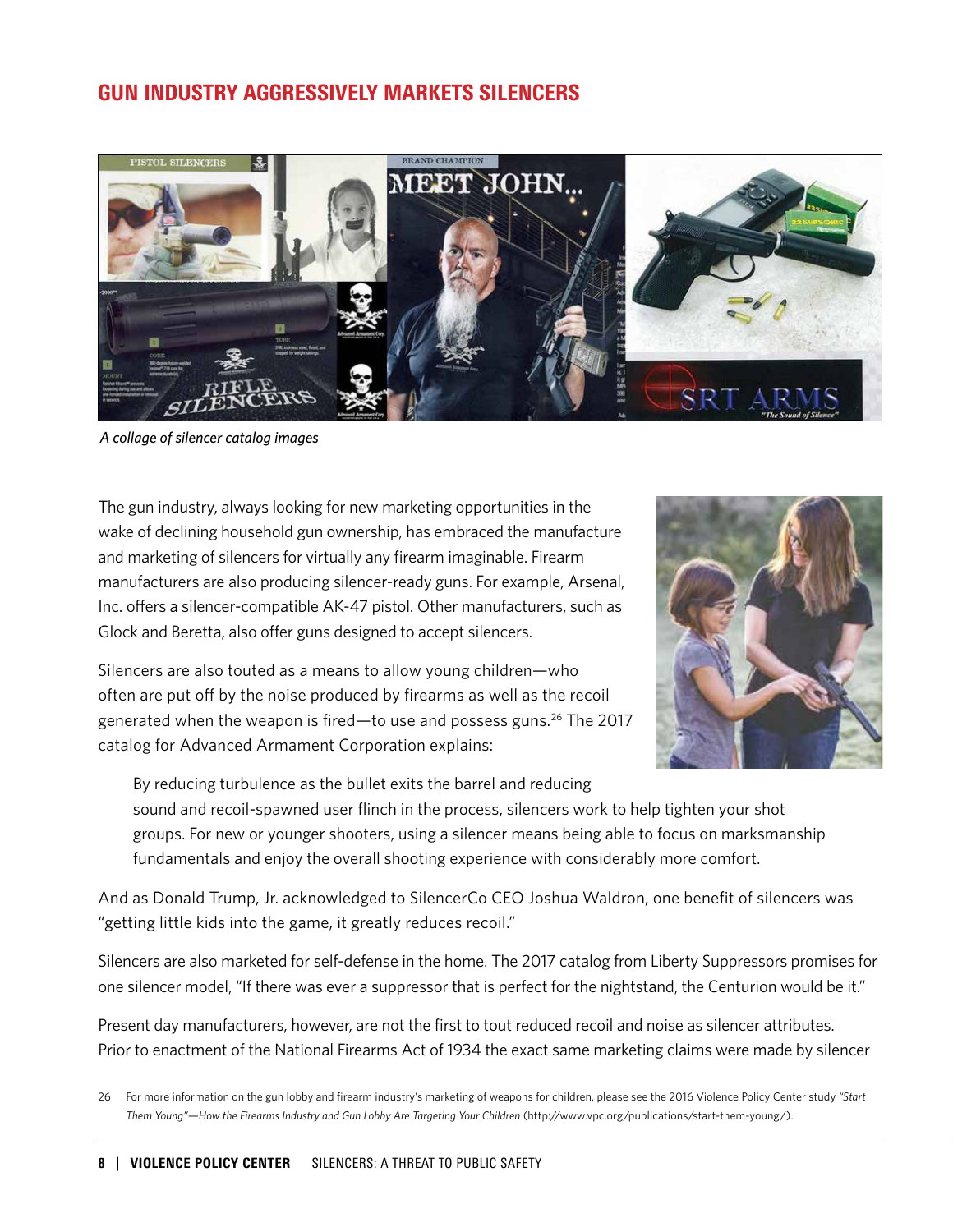## GUN INDUSTRY AGGRESSIVELY MARKETS SILENCERS

*A collage of silencer catalog images*

The gun industry, always looking for new marketing opportunities in the wake of declining household gun ownership, has embraced the manufacture and marketing of silencers for virtually any firearm imaginable. Firearm manufacturers are also producing silencer-ready guns. For example, Arsenal, Inc. offers a silencer-compatible AK-47 pistol. Other manufacturers, such as Glock and Beretta, also offer guns designed to accept silencers.

Silencers are also touted as a means to allow young children—who often are put off by the noise produced by firearms as well as the recoil generated when the weapon is fired—to use and possess guns.[26] The 2017 catalog for Advanced Armament Corporation explains:

> By reducing turbulence as the bullet exits the barrel and reducing sound and recoil-spawned user flinch in the process, silencers work to help tighten your shot groups. For new or younger shooters, using a silencer means being able to focus on marksmanship fundamentals and enjoy the overall shooting experience with considerably more comfort.

And as Donald Trump, Jr. acknowledged to SilencerCo CEO Joshua Waldron, one benefit of silencers was "getting little kids into the game, it greatly reduces recoil."

Silencers are also marketed for self-defense in the home. The 2017 catalog from Liberty Suppressors promises for one silencer model, "If there was ever a suppressor that is perfect for the nightstand, the Centurion would be it."

Present day manufacturers, however, are not the first to tout reduced recoil and noise as silencer attributes. Prior to enactment of the National Firearms Act of 1934 the exact same marketing claims were made by silencer

26 For more information on the gun lobby and firearm industry's marketing of weapons for children, please see the 2016 Violence Policy Center study *"Start Them Young"—How the Firearms Industry and Gun Lobby Are Targeting Your Children* (http://www.vpc.org/publications/start-them-young/).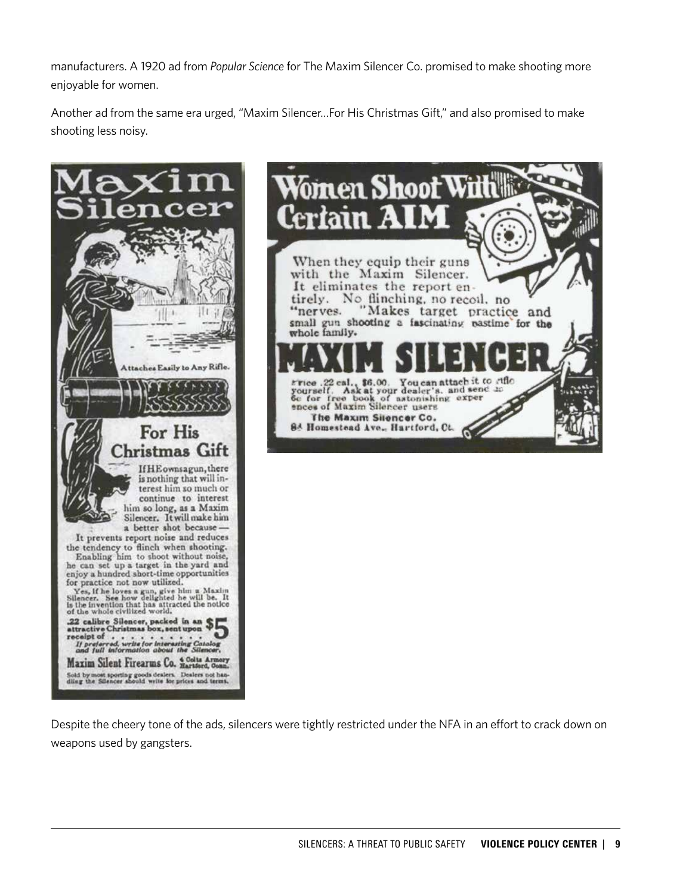manufacturers. A 1920 ad from *Popular Science* for The Maxim Silencer Co. promised to make shooting more enjoyable for women.

Another ad from the same era urged, "Maxim Silencer...For His Christmas Gift," and also promised to make shooting less noisy.

Despite the cheery tone of the ads, silencers were tightly restricted under the NFA in an effort to crack down on weapons used by gangsters.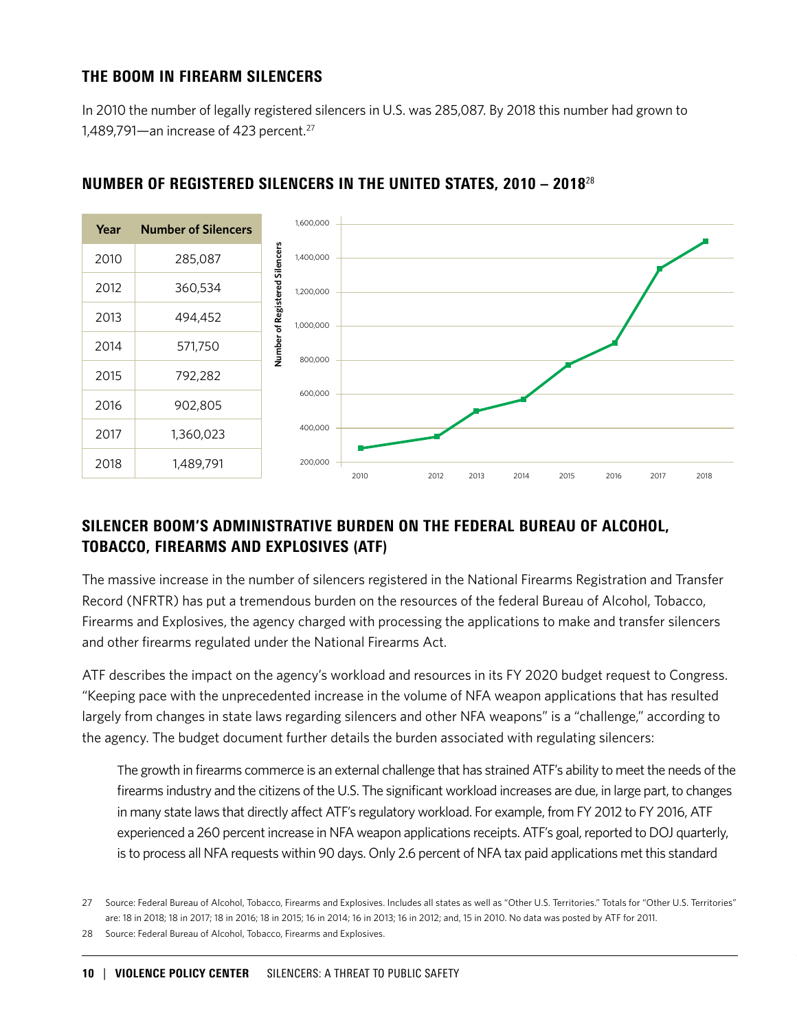## THE BOOM IN FIREARM SILENCERS

In 2010 the number of legally registered silencers in U.S. was 285,087. By 2018 this number had grown to 1,489,791—an increase of 423 percent.[27]

## NUMBER OF REGISTERED SILENCERS IN THE UNITED STATES, 2010 – 2018[28]

| Year | Number of Silencers |
|---|---|
| 2010 | 285,087 |
| 2012 | 360,534 |
| 2013 | 494,452 |
| 2014 | 571,750 |
| 2015 | 792,282 |
| 2016 | 902,805 |
| 2017 | 1,360,023 |
| 2018 | 1,489,791 |

## SILENCER BOOM'S ADMINISTRATIVE BURDEN ON THE FEDERAL BUREAU OF ALCOHOL, TOBACCO, FIREARMS AND EXPLOSIVES (ATF)

The massive increase in the number of silencers registered in the National Firearms Registration and Transfer Record (NFRTR) has put a tremendous burden on the resources of the federal Bureau of Alcohol, Tobacco, Firearms and Explosives, the agency charged with processing the applications to make and transfer silencers and other firearms regulated under the National Firearms Act.

ATF describes the impact on the agency's workload and resources in its FY 2020 budget request to Congress. "Keeping pace with the unprecedented increase in the volume of NFA weapon applications that has resulted largely from changes in state laws regarding silencers and other NFA weapons" is a "challenge," according to the agency. The budget document further details the burden associated with regulating silencers:

> The growth in firearms commerce is an external challenge that has strained ATF's ability to meet the needs of the firearms industry and the citizens of the U.S. The significant workload increases are due, in large part, to changes in many state laws that directly affect ATF's regulatory workload. For example, from FY 2012 to FY 2016, ATF experienced a 260 percent increase in NFA weapon applications receipts. ATF's goal, reported to DOJ quarterly, is to process all NFA requests within 90 days. Only 2.6 percent of NFA tax paid applications met this standard

27 Source: Federal Bureau of Alcohol, Tobacco, Firearms and Explosives. Includes all states as well as "Other U.S. Territories." Totals for "Other U.S. Territories" are: 18 in 2018; 18 in 2017; 18 in 2016; 18 in 2015; 16 in 2014; 16 in 2013; 16 in 2012; and, 15 in 2010. No data was posted by ATF for 2011.

28 Source: Federal Bureau of Alcohol, Tobacco, Firearms and Explosives.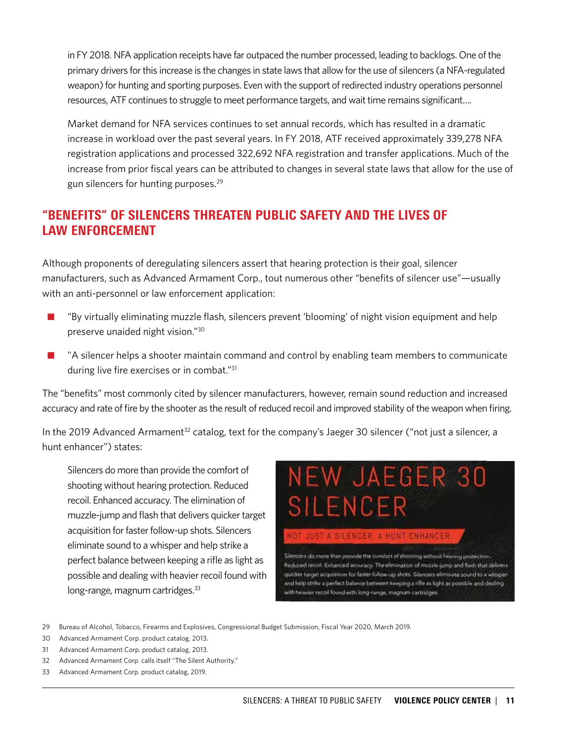in FY 2018. NFA application receipts have far outpaced the number processed, leading to backlogs. One of the primary drivers for this increase is the changes in state laws that allow for the use of silencers (a NFA-regulated weapon) for hunting and sporting purposes. Even with the support of redirected industry operations personnel resources, ATF continues to struggle to meet performance targets, and wait time remains significant....

Market demand for NFA services continues to set annual records, which has resulted in a dramatic increase in workload over the past several years. In FY 2018, ATF received approximately 339,278 NFA registration applications and processed 322,692 NFA registration and transfer applications. Much of the increase from prior fiscal years can be attributed to changes in several state laws that allow for the use of gun silencers for hunting purposes.[29]

## "BENEFITS" OF SILENCERS THREATEN PUBLIC SAFETY AND THE LIVES OF LAW ENFORCEMENT

Although proponents of deregulating silencers assert that hearing protection is their goal, silencer manufacturers, such as Advanced Armament Corp., tout numerous other "benefits of silencer use"—usually with an anti-personnel or law enforcement application:

- "By virtually eliminating muzzle flash, silencers prevent 'blooming' of night vision equipment and help preserve unaided night vision."[30]
- "A silencer helps a shooter maintain command and control by enabling team members to communicate during live fire exercises or in combat."[31]

The "benefits" most commonly cited by silencer manufacturers, however, remain sound reduction and increased accuracy and rate of fire by the shooter as the result of reduced recoil and improved stability of the weapon when firing.

In the 2019 Advanced Armament[32] catalog, text for the company's Jaeger 30 silencer ("not just a silencer, a hunt enhancer") states:

> Silencers do more than provide the comfort of shooting without hearing protection. Reduced recoil. Enhanced accuracy. The elimination of muzzle-jump and flash that delivers quicker target acquisition for faster follow-up shots. Silencers eliminate sound to a whisper and help strike a perfect balance between keeping a rifle as light as possible and dealing with heavier recoil found with long-range, magnum cartridges.[33]

NEW JAEGER 30 SILENCER

NOT JUST A SILENCER, A HUNT ENHANCER.

Silencers do more than provide the comfort of shooting without hearing protection. Reduced recoil. Enhanced accuracy. The elimination of muzzle-jump and flash that delivers quicker target acquisition for faster follow-up shots. Silencers eliminate sound to a whisper and help strike a perfect balance between keeping a rifle as light as possible and dealing with heavier recoil found with long-range, magnum cartridges.

---

29 Bureau of Alcohol, Tobacco, Firearms and Explosives, Congressional Budget Submission, Fiscal Year 2020, March 2019.

30 Advanced Armament Corp. product catalog, 2013.

31 Advanced Armament Corp. product catalog, 2013.

32 Advanced Armament Corp. calls itself "The Silent Authority."

33 Advanced Armament Corp. product catalog, 2019.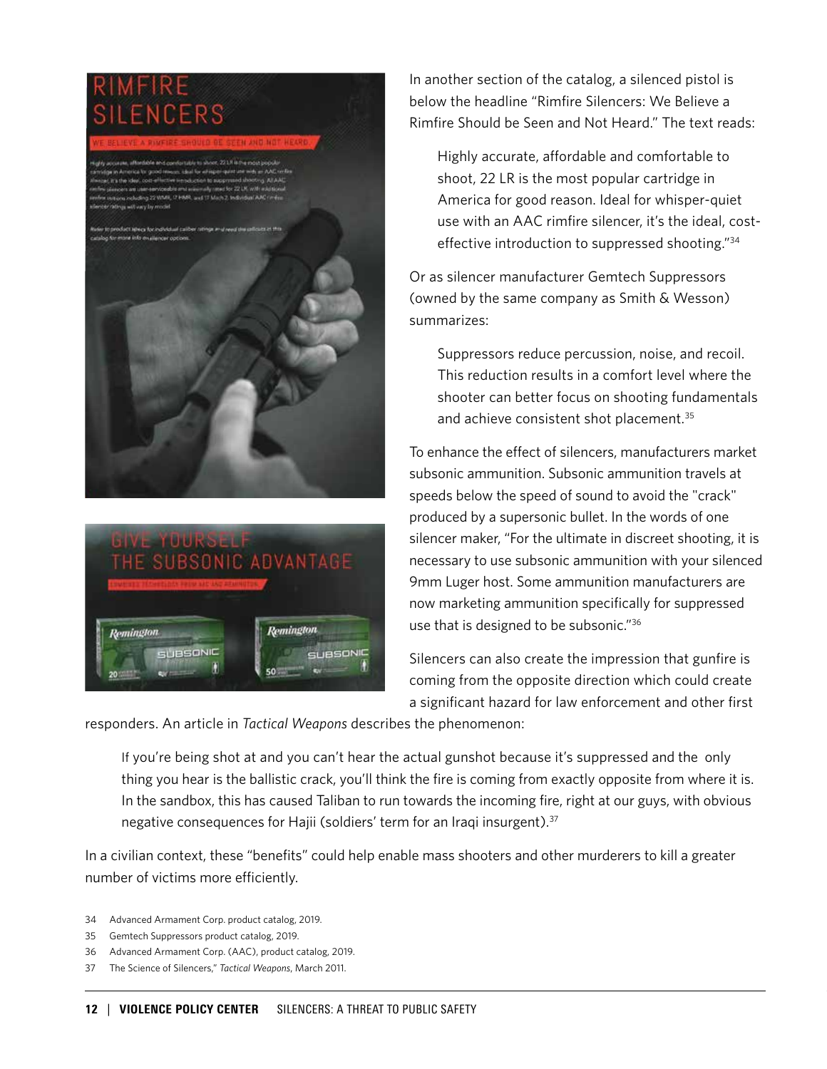In another section of the catalog, a silenced pistol is below the headline "Rimfire Silencers: We Believe a Rimfire Should be Seen and Not Heard." The text reads:

> Highly accurate, affordable and comfortable to shoot, 22 LR is the most popular cartridge in America for good reason. Ideal for whisper-quiet use with an AAC rimfire silencer, it's the ideal, cost-effective introduction to suppressed shooting."[34]

Or as silencer manufacturer Gemtech Suppressors (owned by the same company as Smith & Wesson) summarizes:

> Suppressors reduce percussion, noise, and recoil. This reduction results in a comfort level where the shooter can better focus on shooting fundamentals and achieve consistent shot placement.[35]

To enhance the effect of silencers, manufacturers market subsonic ammunition. Subsonic ammunition travels at speeds below the speed of sound to avoid the "crack" produced by a supersonic bullet. In the words of one silencer maker, "For the ultimate in discreet shooting, it is necessary to use subsonic ammunition with your silenced 9mm Luger host. Some ammunition manufacturers are now marketing ammunition specifically for suppressed use that is designed to be subsonic."[36]

Silencers can also create the impression that gunfire is coming from the opposite direction which could create a significant hazard for law enforcement and other first responders. An article in *Tactical Weapons* describes the phenomenon:

> If you're being shot at and you can't hear the actual gunshot because it's suppressed and the only thing you hear is the ballistic crack, you'll think the fire is coming from exactly opposite from where it is. In the sandbox, this has caused Taliban to run towards the incoming fire, right at our guys, with obvious negative consequences for Hajii (soldiers' term for an Iraqi insurgent).[37]

In a civilian context, these "benefits" could help enable mass shooters and other murderers to kill a greater number of victims more efficiently.

34 Advanced Armament Corp. product catalog, 2019.

35 Gemtech Suppressors product catalog, 2019.

36 Advanced Armament Corp. (AAC), product catalog, 2019.

37 The Science of Silencers," *Tactical Weapons*, March 2011.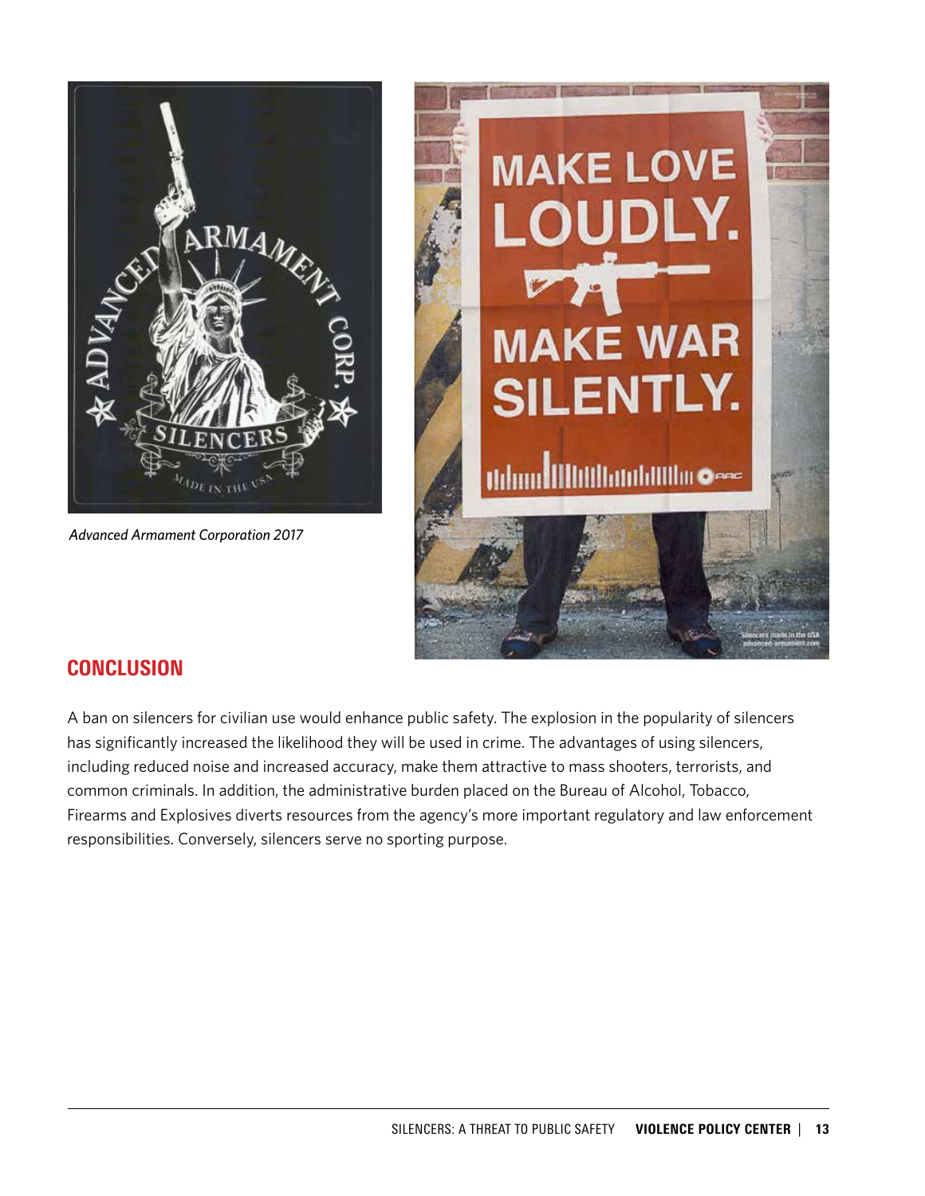*Advanced Armament Corporation 2017*

## CONCLUSION

A ban on silencers for civilian use would enhance public safety. The explosion in the popularity of silencers has significantly increased the likelihood they will be used in crime. The advantages of using silencers, including reduced noise and increased accuracy, make them attractive to mass shooters, terrorists, and common criminals. In addition, the administrative burden placed on the Bureau of Alcohol, Tobacco, Firearms and Explosives diverts resources from the agency's more important regulatory and law enforcement responsibilities. Conversely, silencers serve no sporting purpose.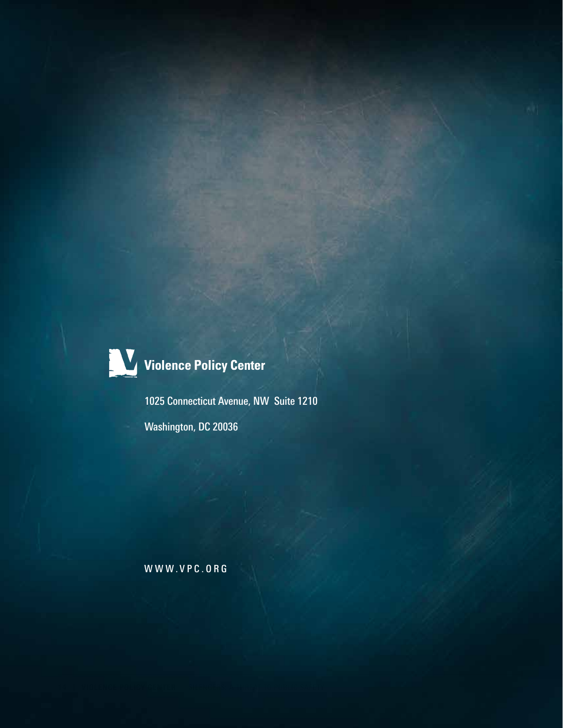**Violence Policy Center**

1025 Connecticut Avenue, NW Suite 1210

Washington, DC 20036

WWW.VPC.ORG